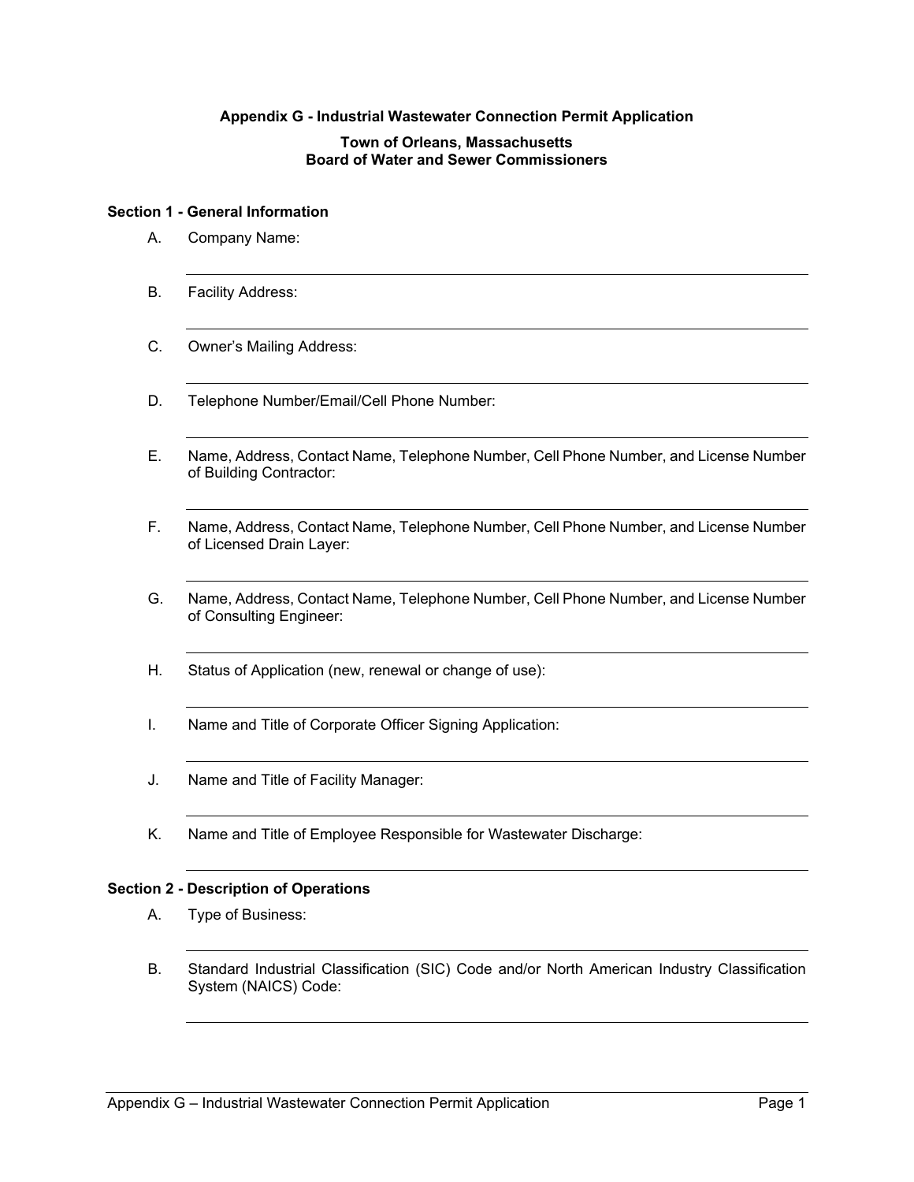# Appendix G - Industrial Wastewater Connection Permit Application

**Town of Orleans, Massachusetts**
**Board of Water and Sewer Commissioners**

## Section 1 - General Information

A. Company Name:

______________________________________________

B. Facility Address:

______________________________________________

C. Owner's Mailing Address:

______________________________________________

D. Telephone Number/Email/Cell Phone Number:

______________________________________________

E. Name, Address, Contact Name, Telephone Number, Cell Phone Number, and License Number of Building Contractor:

______________________________________________

F. Name, Address, Contact Name, Telephone Number, Cell Phone Number, and License Number of Licensed Drain Layer:

______________________________________________

G. Name, Address, Contact Name, Telephone Number, Cell Phone Number, and License Number of Consulting Engineer:

______________________________________________

H. Status of Application (new, renewal or change of use):

______________________________________________

I. Name and Title of Corporate Officer Signing Application:

______________________________________________

J. Name and Title of Facility Manager:

______________________________________________

K. Name and Title of Employee Responsible for Wastewater Discharge:

______________________________________________

## Section 2 - Description of Operations

A. Type of Business:

______________________________________________

B. Standard Industrial Classification (SIC) Code and/or North American Industry Classification System (NAICS) Code:

______________________________________________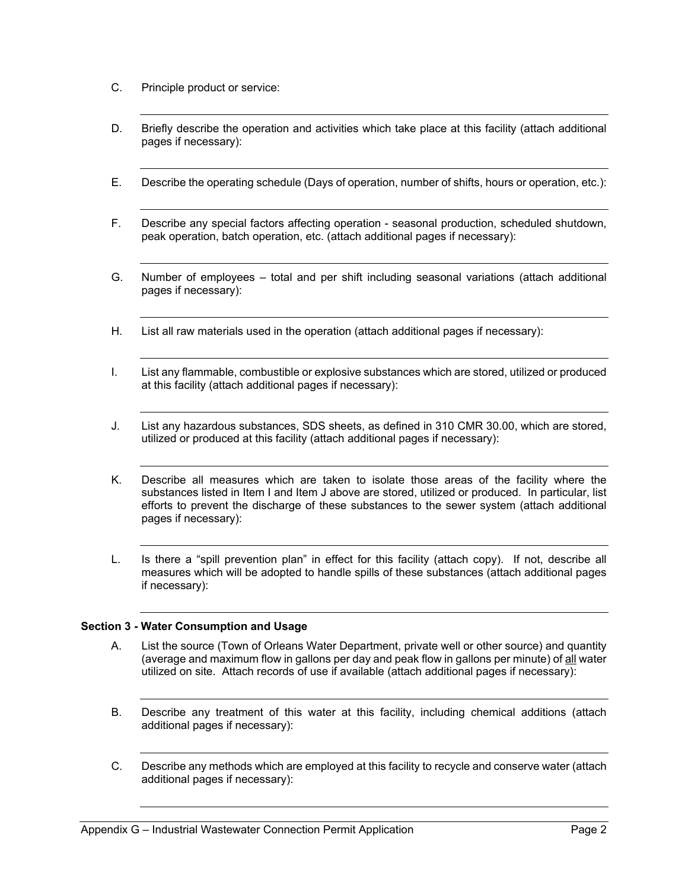C. Principle product or service:

---

D. Briefly describe the operation and activities which take place at this facility (attach additional pages if necessary):

---

E. Describe the operating schedule (Days of operation, number of shifts, hours or operation, etc.):

---

F. Describe any special factors affecting operation - seasonal production, scheduled shutdown, peak operation, batch operation, etc. (attach additional pages if necessary):

---

G. Number of employees – total and per shift including seasonal variations (attach additional pages if necessary):

---

H. List all raw materials used in the operation (attach additional pages if necessary):

---

I. List any flammable, combustible or explosive substances which are stored, utilized or produced at this facility (attach additional pages if necessary):

---

J. List any hazardous substances, SDS sheets, as defined in 310 CMR 30.00, which are stored, utilized or produced at this facility (attach additional pages if necessary):

---

K. Describe all measures which are taken to isolate those areas of the facility where the substances listed in Item I and Item J above are stored, utilized or produced. In particular, list efforts to prevent the discharge of these substances to the sewer system (attach additional pages if necessary):

---

L. Is there a "spill prevention plan" in effect for this facility (attach copy). If not, describe all measures which will be adopted to handle spills of these substances (attach additional pages if necessary):

---

**Section 3 - Water Consumption and Usage**

A. List the source (Town of Orleans Water Department, private well or other source) and quantity (average and maximum flow in gallons per day and peak flow in gallons per minute) of <u>all</u> water utilized on site. Attach records of use if available (attach additional pages if necessary):

---

B. Describe any treatment of this water at this facility, including chemical additions (attach additional pages if necessary):

---

C. Describe any methods which are employed at this facility to recycle and conserve water (attach additional pages if necessary):

---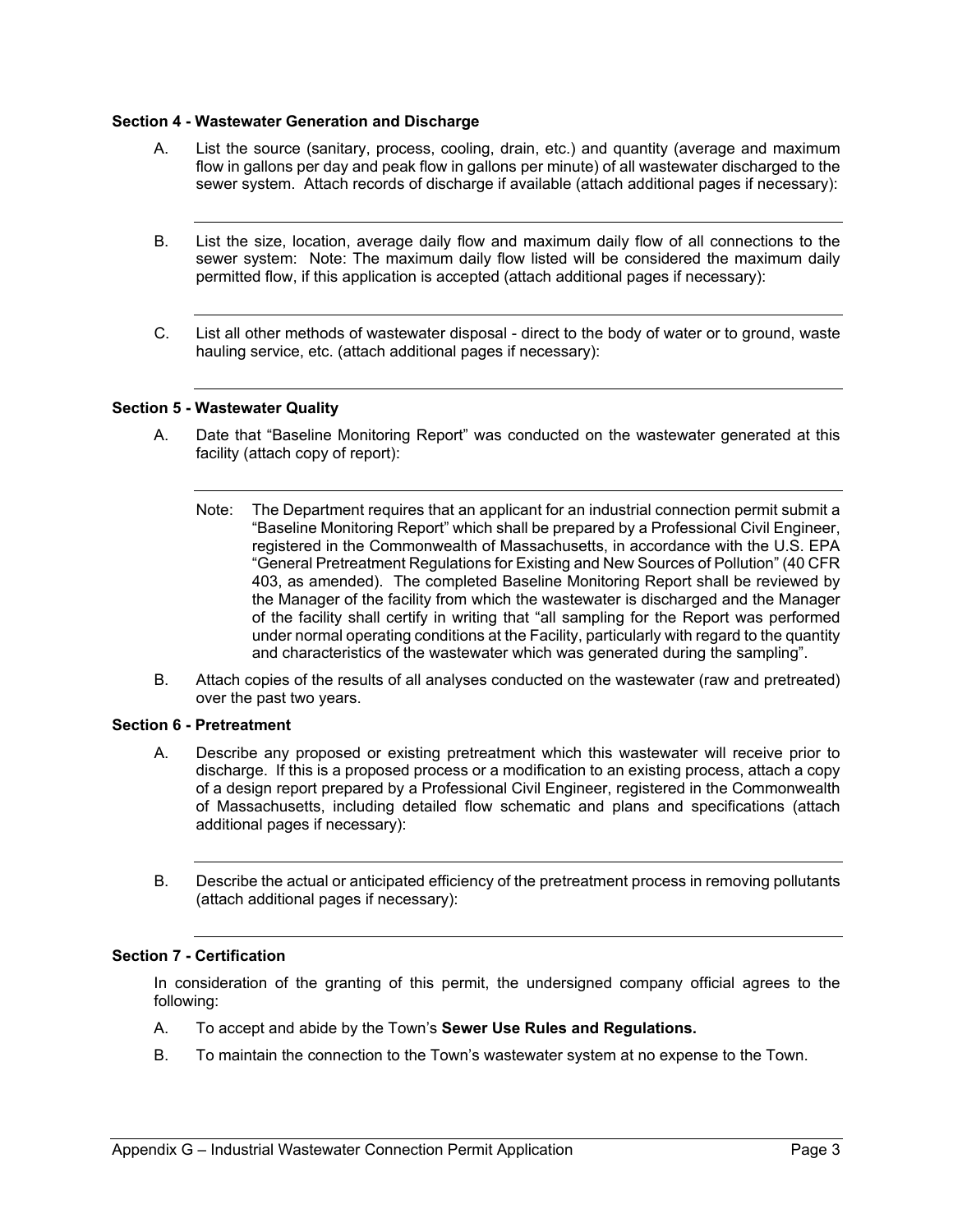**Section 4 - Wastewater Generation and Discharge**

A. List the source (sanitary, process, cooling, drain, etc.) and quantity (average and maximum flow in gallons per day and peak flow in gallons per minute) of all wastewater discharged to the sewer system. Attach records of discharge if available (attach additional pages if necessary):

\_\_\_\_\_\_\_\_\_\_\_\_\_\_\_\_\_\_\_\_\_\_\_\_\_\_\_\_\_\_\_\_\_\_\_\_\_\_\_\_\_\_\_\_\_\_\_\_\_\_\_\_\_\_\_\_

B. List the size, location, average daily flow and maximum daily flow of all connections to the sewer system: Note: The maximum daily flow listed will be considered the maximum daily permitted flow, if this application is accepted (attach additional pages if necessary):

\_\_\_\_\_\_\_\_\_\_\_\_\_\_\_\_\_\_\_\_\_\_\_\_\_\_\_\_\_\_\_\_\_\_\_\_\_\_\_\_\_\_\_\_\_\_\_\_\_\_\_\_\_\_\_\_

C. List all other methods of wastewater disposal - direct to the body of water or to ground, waste hauling service, etc. (attach additional pages if necessary):

\_\_\_\_\_\_\_\_\_\_\_\_\_\_\_\_\_\_\_\_\_\_\_\_\_\_\_\_\_\_\_\_\_\_\_\_\_\_\_\_\_\_\_\_\_\_\_\_\_\_\_\_\_\_\_\_

**Section 5 - Wastewater Quality**

A. Date that "Baseline Monitoring Report" was conducted on the wastewater generated at this facility (attach copy of report):

\_\_\_\_\_\_\_\_\_\_\_\_\_\_\_\_\_\_\_\_\_\_\_\_\_\_\_\_\_\_\_\_\_\_\_\_\_\_\_\_\_\_\_\_\_\_\_\_\_\_\_\_\_\_\_\_

Note: The Department requires that an applicant for an industrial connection permit submit a "Baseline Monitoring Report" which shall be prepared by a Professional Civil Engineer, registered in the Commonwealth of Massachusetts, in accordance with the U.S. EPA "General Pretreatment Regulations for Existing and New Sources of Pollution" (40 CFR 403, as amended). The completed Baseline Monitoring Report shall be reviewed by the Manager of the facility from which the wastewater is discharged and the Manager of the facility shall certify in writing that "all sampling for the Report was performed under normal operating conditions at the Facility, particularly with regard to the quantity and characteristics of the wastewater which was generated during the sampling".

B. Attach copies of the results of all analyses conducted on the wastewater (raw and pretreated) over the past two years.

**Section 6 - Pretreatment**

A. Describe any proposed or existing pretreatment which this wastewater will receive prior to discharge. If this is a proposed process or a modification to an existing process, attach a copy of a design report prepared by a Professional Civil Engineer, registered in the Commonwealth of Massachusetts, including detailed flow schematic and plans and specifications (attach additional pages if necessary):

\_\_\_\_\_\_\_\_\_\_\_\_\_\_\_\_\_\_\_\_\_\_\_\_\_\_\_\_\_\_\_\_\_\_\_\_\_\_\_\_\_\_\_\_\_\_\_\_\_\_\_\_\_\_\_\_

B. Describe the actual or anticipated efficiency of the pretreatment process in removing pollutants (attach additional pages if necessary):

\_\_\_\_\_\_\_\_\_\_\_\_\_\_\_\_\_\_\_\_\_\_\_\_\_\_\_\_\_\_\_\_\_\_\_\_\_\_\_\_\_\_\_\_\_\_\_\_\_\_\_\_\_\_\_\_

**Section 7 - Certification**

In consideration of the granting of this permit, the undersigned company official agrees to the following:

A. To accept and abide by the Town's **Sewer Use Rules and Regulations.**

B. To maintain the connection to the Town's wastewater system at no expense to the Town.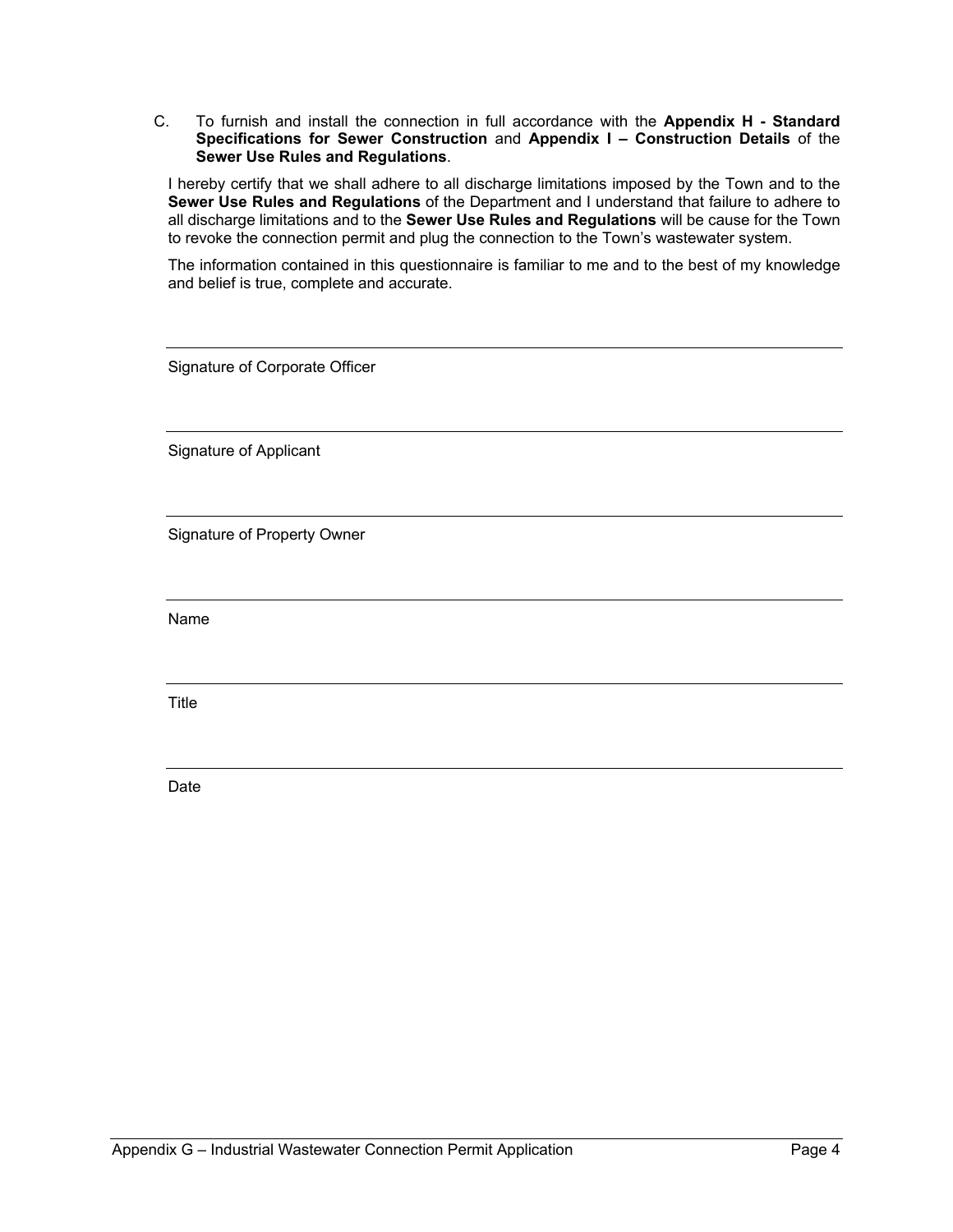C. To furnish and install the connection in full accordance with the **Appendix H - Standard Specifications for Sewer Construction** and **Appendix I – Construction Details** of the **Sewer Use Rules and Regulations**.

I hereby certify that we shall adhere to all discharge limitations imposed by the Town and to the **Sewer Use Rules and Regulations** of the Department and I understand that failure to adhere to all discharge limitations and to the **Sewer Use Rules and Regulations** will be cause for the Town to revoke the connection permit and plug the connection to the Town's wastewater system.

The information contained in this questionnaire is familiar to me and to the best of my knowledge and belief is true, complete and accurate.

---

Signature of Corporate Officer

---

Signature of Applicant

---

Signature of Property Owner

---

Name

---

Title

---

Date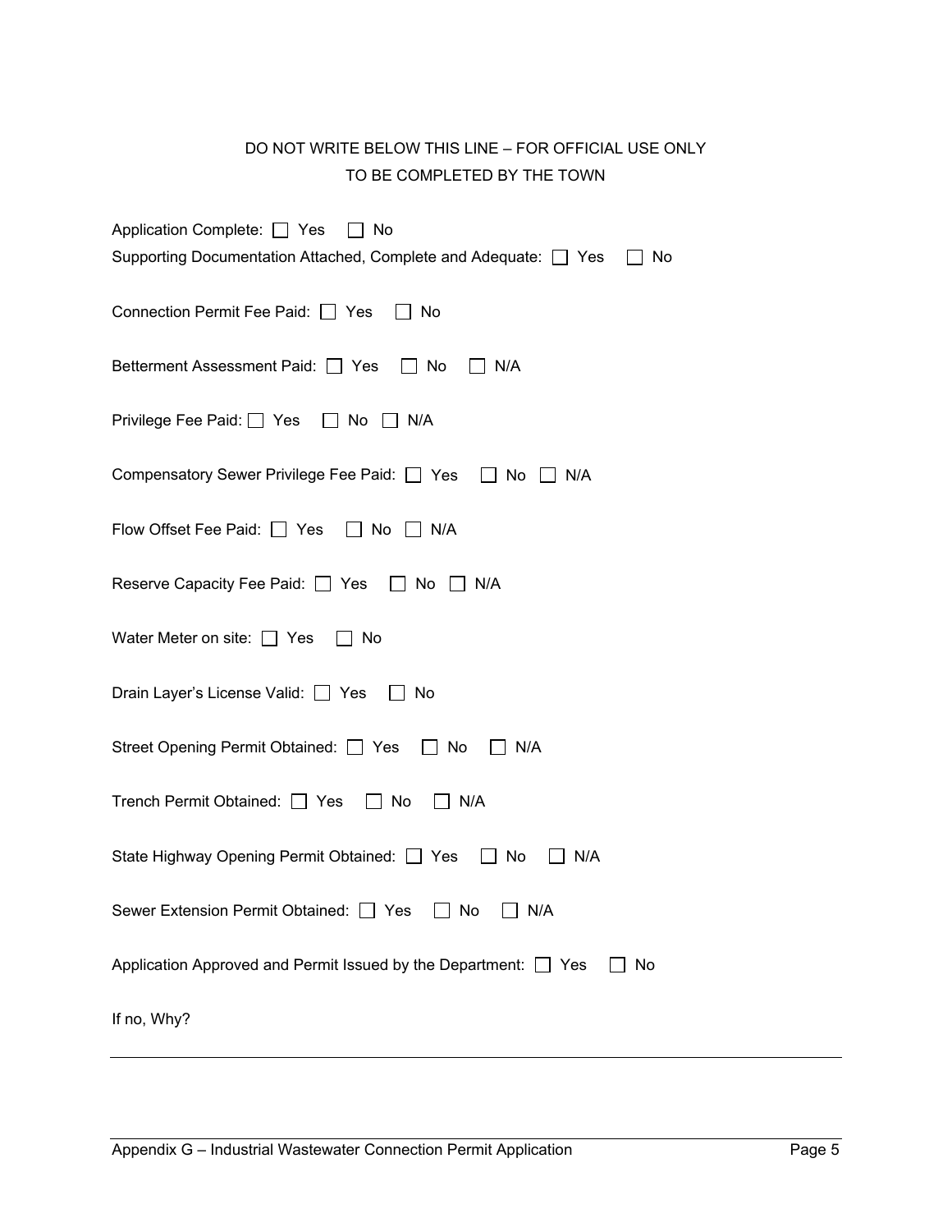DO NOT WRITE BELOW THIS LINE – FOR OFFICIAL USE ONLY

TO BE COMPLETED BY THE TOWN

Application Complete: ☐ Yes ☐ No

Supporting Documentation Attached, Complete and Adequate: ☐ Yes ☐ No

Connection Permit Fee Paid: ☐ Yes ☐ No

Betterment Assessment Paid: ☐ Yes ☐ No ☐ N/A

Privilege Fee Paid: ☐ Yes ☐ No ☐ N/A

Compensatory Sewer Privilege Fee Paid: ☐ Yes ☐ No ☐ N/A

Flow Offset Fee Paid: ☐ Yes ☐ No ☐ N/A

Reserve Capacity Fee Paid: ☐ Yes ☐ No ☐ N/A

Water Meter on site: ☐ Yes ☐ No

Drain Layer's License Valid: ☐ Yes ☐ No

Street Opening Permit Obtained: ☐ Yes ☐ No ☐ N/A

Trench Permit Obtained: ☐ Yes ☐ No ☐ N/A

State Highway Opening Permit Obtained: ☐ Yes ☐ No ☐ N/A

Sewer Extension Permit Obtained: ☐ Yes ☐ No ☐ N/A

Application Approved and Permit Issued by the Department: ☐ Yes ☐ No

If no, Why?

---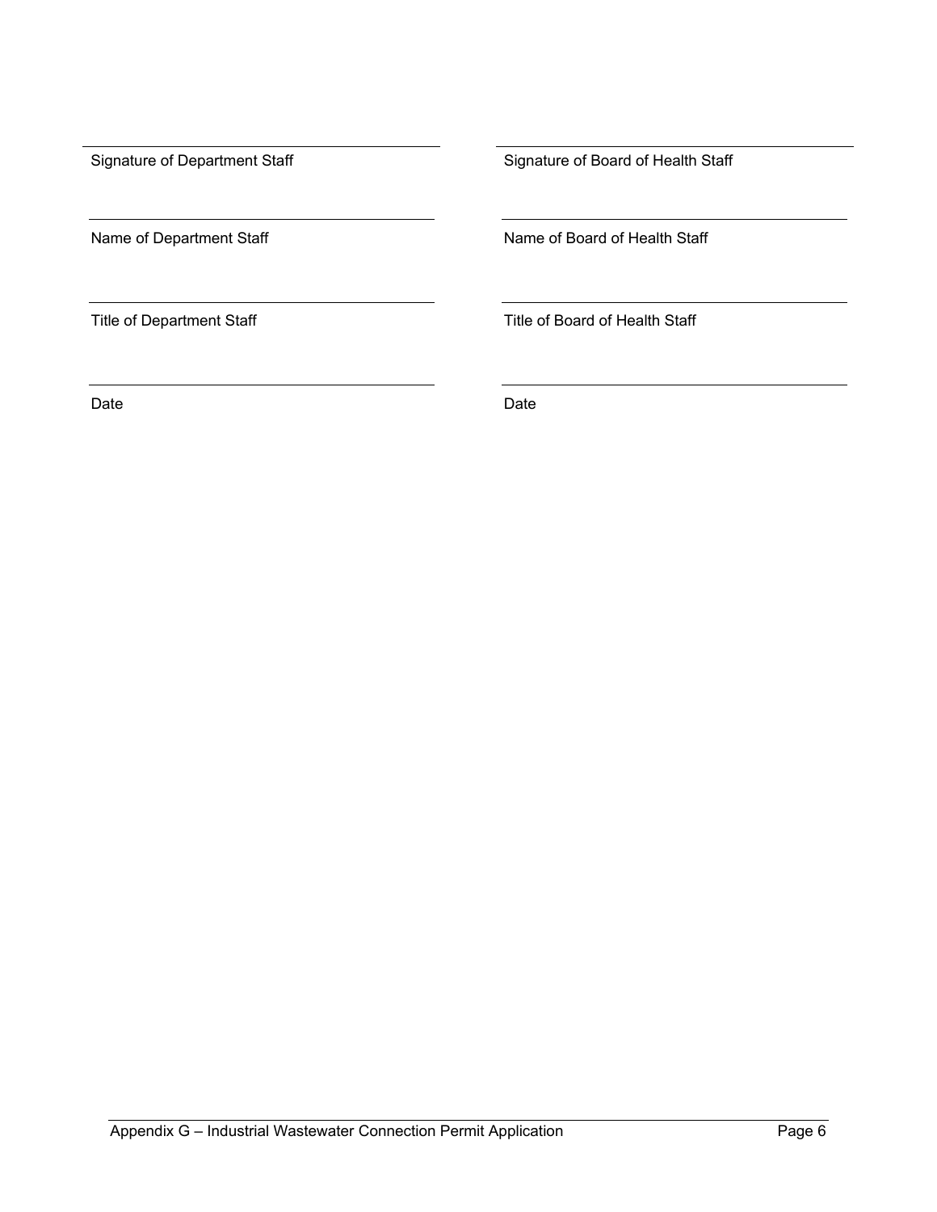| | |
|---|---|
| Signature of Department Staff | Signature of Board of Health Staff |
| Name of Department Staff | Name of Board of Health Staff |
| Title of Department Staff | Title of Board of Health Staff |
| Date | Date |